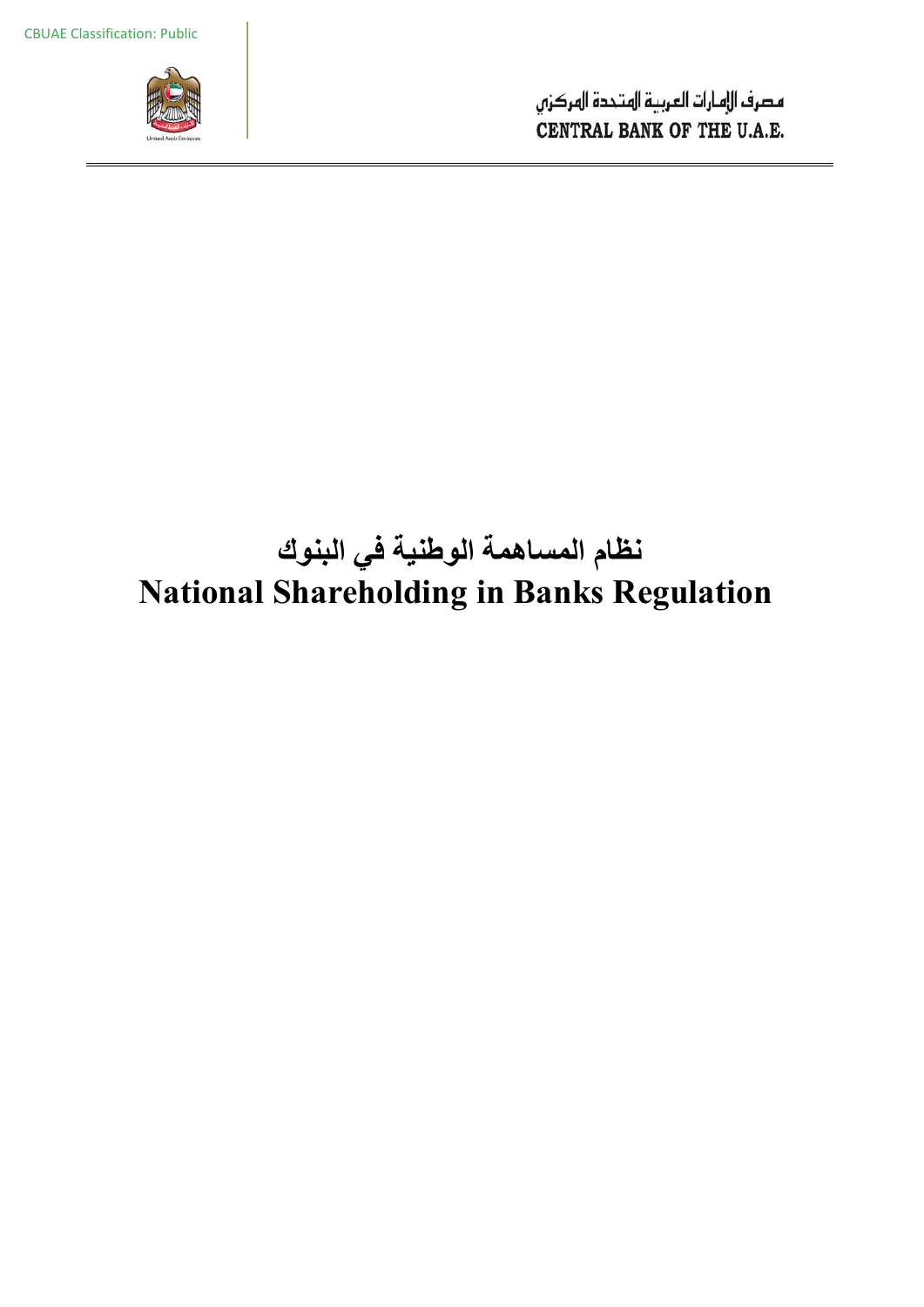# نظام المساهمة الوطنية في البنوك
# National Shareholding in Banks Regulation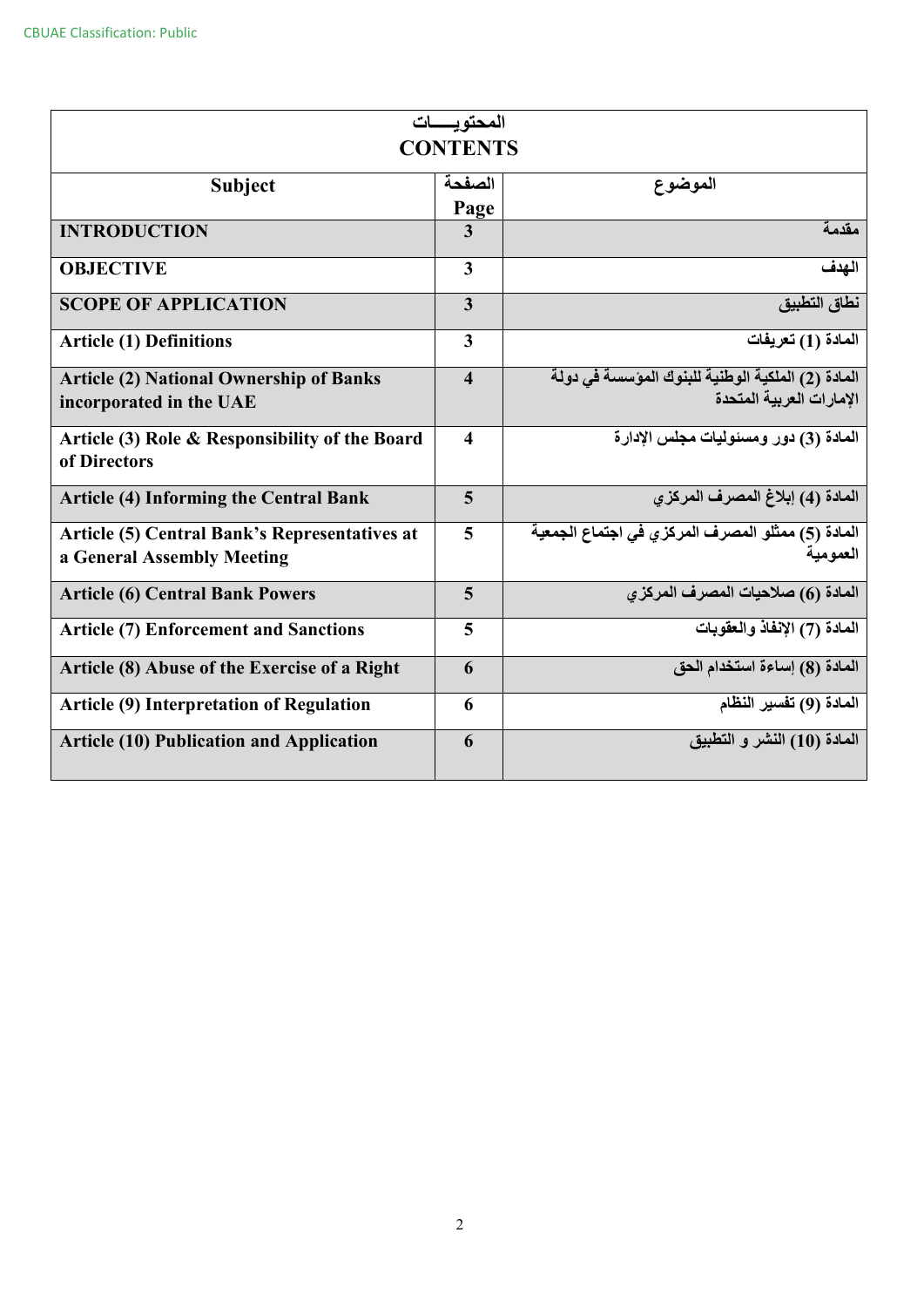| المحتويـــات CONTENTS | | |
|---|---|---|
| **Subject** | **الصفحة Page** | **الموضوع** |
| **INTRODUCTION** | **3** | **مقدمة** |
| **OBJECTIVE** | **3** | **الهدف** |
| **SCOPE OF APPLICATION** | **3** | **نطاق التطبيق** |
| **Article (1) Definitions** | **3** | **المادة (1) تعريفات** |
| **Article (2) National Ownership of Banks incorporated in the UAE** | **4** | **المادة (2) الملكية الوطنية للبنوك المؤسسة في دولة الإمارات العربية المتحدة** |
| **Article (3) Role & Responsibility of the Board of Directors** | **4** | **المادة (3) دور ومسئوليات مجلس الإدارة** |
| **Article (4) Informing the Central Bank** | **5** | **المادة (4) إبلاغ المصرف المركزي** |
| **Article (5) Central Bank's Representatives at a General Assembly Meeting** | **5** | **المادة (5) ممثلو المصرف المركزي في اجتماع الجمعية العمومية** |
| **Article (6) Central Bank Powers** | **5** | **المادة (6) صلاحيات المصرف المركزي** |
| **Article (7) Enforcement and Sanctions** | **5** | **المادة (7) الإنفاذ والعقوبات** |
| **Article (8) Abuse of the Exercise of a Right** | **6** | **المادة (8) إساءة استخدام الحق** |
| **Article (9) Interpretation of Regulation** | **6** | **المادة (9) تفسير النظام** |
| **Article (10) Publication and Application** | **6** | **المادة (10) النشر و التطبيق** |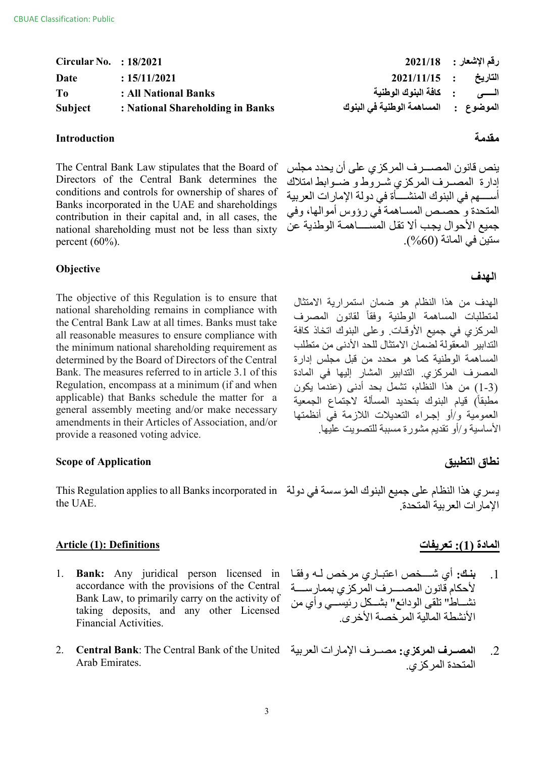CBUAE Classification: Public

| Circular No. | : 18/2021 | رقم الإشعار : | 2021/18 |
|---|---|---|---|
| Date | : 15/11/2021 | التاريخ : | 2021/11/15 |
| To | : All National Banks | الـــى : | كافة البنوك الوطنية |
| Subject | : National Shareholding in Banks | الموضوع : | المساهمة الوطنية في البنوك |

## Introduction

The Central Bank Law stipulates that the Board of Directors of the Central Bank determines the conditions and controls for ownership of shares of Banks incorporated in the UAE and shareholdings contribution in their capital and, in all cases, the national shareholding must not be less than sixty percent (60%).

## مقدمة

ينص قانون المصـــرف المركزي على أن يحدد مجلس إدارة المصـرف المركزي شـروط و ضـوابط امتلاك أســـهم في البنوك المنشـــأة في دولة الإمارات العربية المتحدة و حصـص المسـاهمة في رؤوس أموالها، وفي جميع الأحوال يجب ألا تقل المســـاهمة الوطنية عن ستين في المائة (60%).

## Objective

The objective of this Regulation is to ensure that national shareholding remains in compliance with the Central Bank Law at all times. Banks must take all reasonable measures to ensure compliance with the minimum national shareholding requirement as determined by the Board of Directors of the Central Bank. The measures referred to in article 3.1 of this Regulation, encompass at a minimum (if and when applicable) that Banks schedule the matter for a general assembly meeting and/or make necessary amendments in their Articles of Association, and/or provide a reasoned voting advice.

## الهدف

الهدف من هذا النظام هو ضمان استمرارية الامتثال لمتطلبات المساهمة الوطنية وفقاً لقانون المصرف المركزي في جميع الأوقات. وعلى البنوك اتخاذ كافة التدابير المعقولة لضمان الامتثال للحد الأدنى من متطلب المساهمة الوطنية كما هو محدد من قبل مجلس إدارة المصرف المركزي. التدابير المشار إليها في المادة (3-1) من هذا النظام، تشمل بحد أدنى (عندما يكون مطبقاً) قيام البنوك بتحديد المسألة لاجتماع الجمعية العمومية و/أو إجراء التعديلات اللازمة في أنظمتها الأساسية و/أو تقديم مشورة مسببة للتصويت عليها.

## Scope of Application

This Regulation applies to all Banks incorporated in the UAE.

## نطاق التطبيق

يسري هذا النظام على جميع البنوك المؤسسة في دولة الإمارات العربية المتحدة.

## Article (1): Definitions

1. **Bank:** Any juridical person licensed in accordance with the provisions of the Central Bank Law, to primarily carry on the activity of taking deposits, and any other Licensed Financial Activities.
2. **Central Bank**: The Central Bank of the United Arab Emirates.

## المادة (1): تعريفات

1. **بنك:** أي شـــخص اعتبـاري مرخص لـه وفقـا لأحكام قانون المصــــرف المركزي بممارســـة نشـــاط" تلقي الودائع" بشـكل رئيســي وأي من الأنشطة المالية المرخصة الأخرى.
2. **المصـرف المركزي:** مصـرف الإمارات العربية المتحدة المركزي.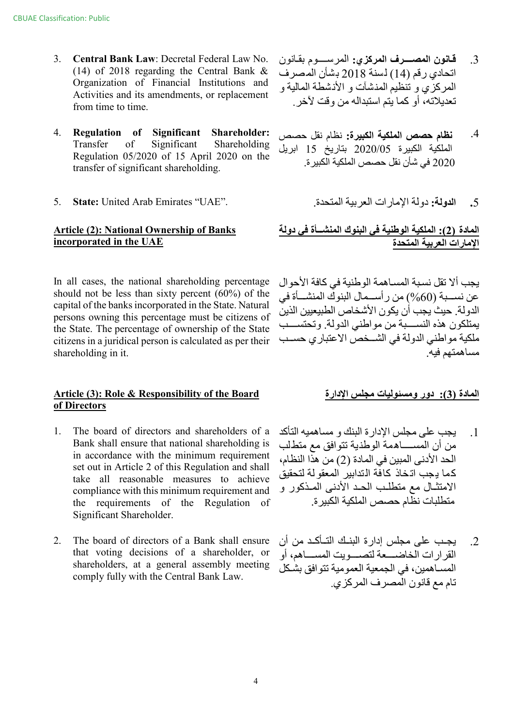CBUAE Classification: Public

3. **Central Bank Law**: Decretal Federal Law No. (14) of 2018 regarding the Central Bank & Organization of Financial Institutions and Activities and its amendments, or replacement from time to time.

4. **Regulation of Significant Shareholder:** Transfer of Significant Shareholding Regulation 05/2020 of 15 April 2020 on the transfer of significant shareholding.

5. **State:** United Arab Emirates "UAE".

3. **قانون المصـــرف المركزي:** المرســـوم بقانون اتحادي رقم (14) لسنة 2018 بشأن المصرف المركزي و تنظيم المنشآت و الأنشطة المالية و تعديلاته، أو كما يتم استبداله من وقت لآخر.

4. **نظام حصص الملكية الكبيرة:** نظام نقل حصص الملكية الكبيرة 2020/05 بتاريخ 15 ابريل 2020 في شأن نقل حصص الملكية الكبيرة.

5. **الدولة:** دولة الإمارات العربية المتحدة.

## Article (2): National Ownership of Banks incorporated in the UAE

In all cases, the national shareholding percentage should not be less than sixty percent (60%) of the capital of the banks incorporated in the State. Natural persons owning this percentage must be citizens of the State. The percentage of ownership of the State citizens in a juridical person is calculated as per their shareholding in it.

## المادة (2): الملكية الوطنية في البنوك المنشـــأة في دولة الإمارات العربية المتحدة

يجب ألا تقل نسبة المساهمة الوطنية في كافة الأحوال عن نســبة (60%) من رأســمال البنوك المنشـــأة في الدولة. حيث يجب أن يكون الأشخاص الطبيعيين الذين يمتلكون هذه النســبة من مواطني الدولة. وتحتســب ملكية مواطني الدولة في الشــخص الاعتباري حســب مساهمتهم فيه.

## Article (3): Role & Responsibility of the Board of Directors

1. The board of directors and shareholders of a Bank shall ensure that national shareholding is in accordance with the minimum requirement set out in Article 2 of this Regulation and shall take all reasonable measures to achieve compliance with this minimum requirement and the requirements of the Regulation of Significant Shareholder.

2. The board of directors of a Bank shall ensure that voting decisions of a shareholder, or shareholders, at a general assembly meeting comply fully with the Central Bank Law.

## المادة (3): دور ومسئوليات مجلس الإدارة

1. يجب على مجلس الإدارة البنك و مساهميه التأكد من أن المســـاهمة الوطنية تتوافق مع متطلب الحد الأدنى المبين في المادة (2) من هذا النظام، كما يجب اتخاذ كافة التدابير المعقولة لتحقيق الامتثـال مع متطلـب الحـد الأدنى المـذكور و متطلبات نظام حصص الملكية الكبيرة.

2. يجـب على مجلس إدارة البنـك التـأكـد من أن القرارات الخاضـــعة لتصـــويت المســـاهم، أو المساهمين، في الجمعية العمومية تتوافق بشكل تام مع قانون المصرف المركزي.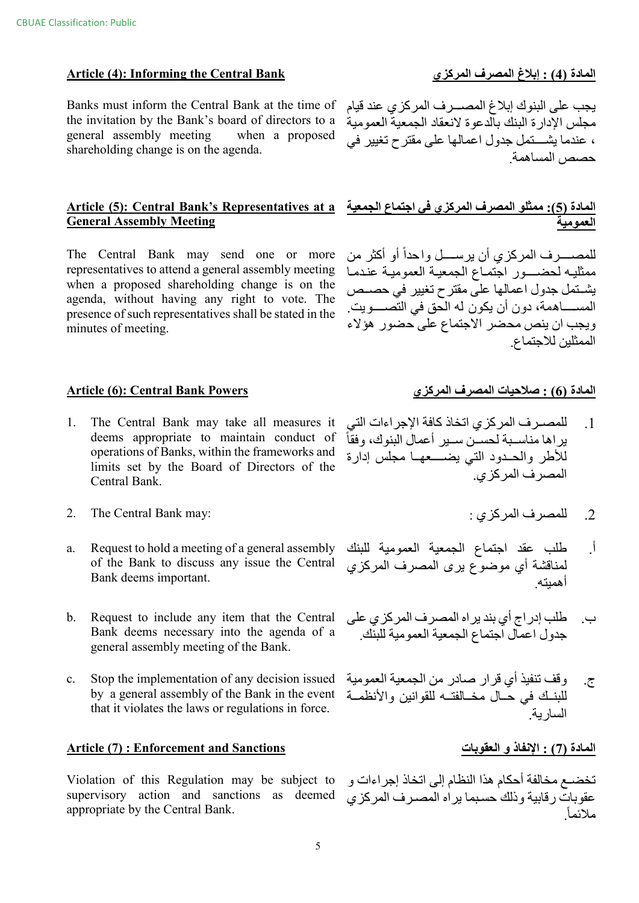CBUAE Classification: Public

## Article (4): Informing the Central Bank

Banks must inform the Central Bank at the time of the invitation by the Bank's board of directors to a general assembly meeting when a proposed shareholding change is on the agenda.

## المادة (4) : إبلاغ المصرف المركزي

يجب على البنوك إبلاغ المصـــرف المركزي عند قيام مجلس الإدارة البنك بالدعوة لانعقاد الجمعية العمومية ، عندما يشـــتمل جدول اعمالها على مقترح تغيير في حصص المساهمة.

## Article (5): Central Bank's Representatives at a General Assembly Meeting

The Central Bank may send one or more representatives to attend a general assembly meeting when a proposed shareholding change is on the agenda, without having any right to vote. The presence of such representatives shall be stated in the minutes of meeting.

## المادة (5): ممثلو المصرف المركزي في اجتماع الجمعية العمومية

للمصـــرف المركزي أن يرســـل واحداً أو أكثر من ممثليه لحضـــور اجتماع الجمعية العمومية عندما يشـتمل جدول اعمالها على مقترح تغيير في حصـص المســـاهمة، دون أن يكون له الحق في التصـــويت. ويجب ان ينص محضر الاجتماع على حضور هؤلاء الممثلين للاجتماع.

## Article (6): Central Bank Powers

1. The Central Bank may take all measures it deems appropriate to maintain conduct of operations of Banks, within the frameworks and limits set by the Board of Directors of the Central Bank.
2. The Central Bank may:

   a. Request to hold a meeting of a general assembly of the Bank to discuss any issue the Central Bank deems important.

   b. Request to include any item that the Central Bank deems necessary into the agenda of a general assembly meeting of the Bank.

   c. Stop the implementation of any decision issued by a general assembly of the Bank in the event that it violates the laws or regulations in force.

## المادة (6) : صلاحيات المصرف المركزي

1. للمصـرف المركزي اتخاذ كافة الإجراءات التي يراها مناسـبة لحسـن سـير أعمال البنوك، وفقاً للأطر والحـدود التي يضـــعهـا مجلس إدارة المصرف المركزي.
2. للمصرف المركزي :

   أ. طلب عقد اجتماع الجمعية العمومية للبنك لمناقشة أي موضوع يرى المصرف المركزي أهميته.

   ب. طلب إدراج أي بند يراه المصرف المركزي على جدول اعمال اجتماع الجمعية العمومية للبنك.

   ج. وقف تنفيذ أي قرار صادر من الجمعية العمومية للبنـك في حـال مخـالفتـه للقوانين والأنظمـة السارية.

## Article (7) : Enforcement and Sanctions

Violation of this Regulation may be subject to supervisory action and sanctions as deemed appropriate by the Central Bank.

## المادة (7) : الإنفاذ و العقوبات

تخضــع مخالفة أحكام هذا النظام إلى اتخاذ إجراءات و عقوبات رقابية وذلك حسبما يراه المصـرف المركزي ملائماً.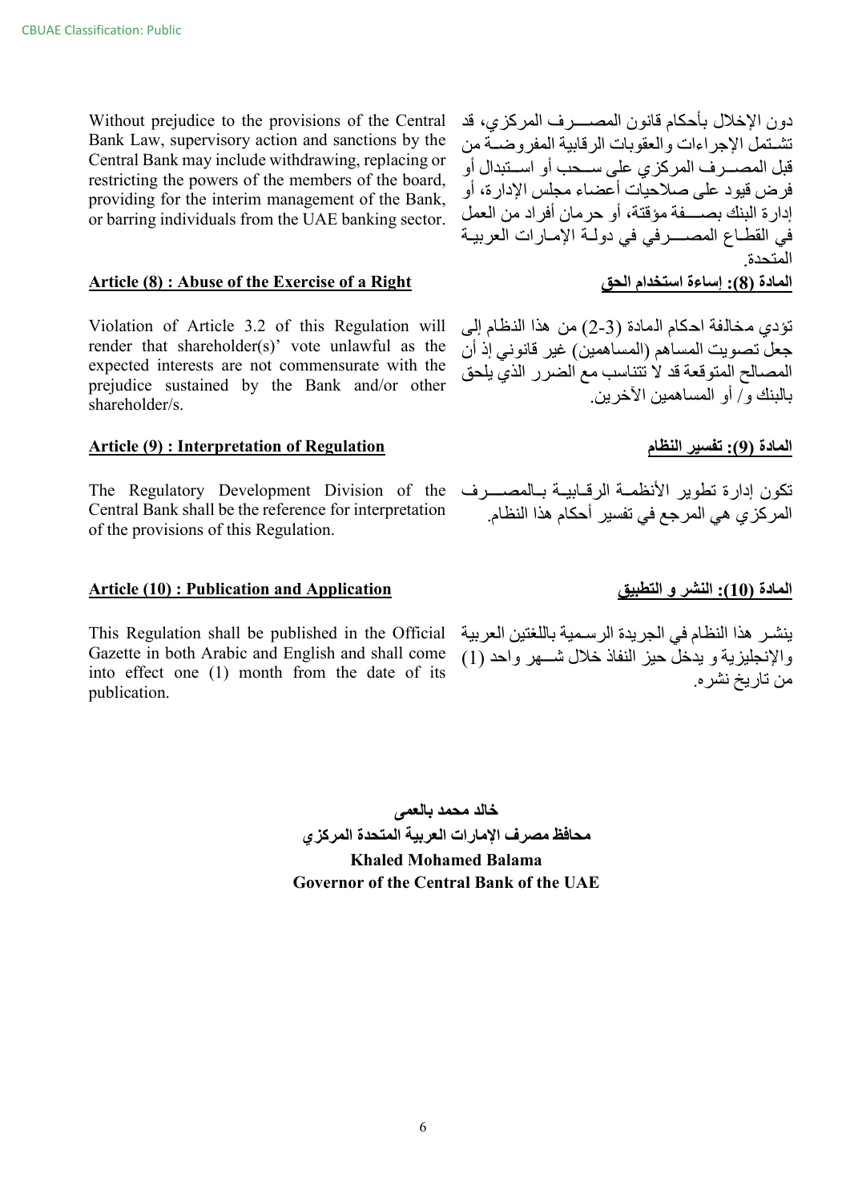Without prejudice to the provisions of the Central Bank Law, supervisory action and sanctions by the Central Bank may include withdrawing, replacing or restricting the powers of the members of the board, providing for the interim management of the Bank, or barring individuals from the UAE banking sector.

دون الإخلال بأحكام قانون المصرف المركزي، قد تشتمل الإجراءات والعقوبات الرقابية المفروضة من قبل المصرف المركزي على سحب أو استبدال أو فرض قيود على صلاحيات أعضاء مجلس الإدارة، أو إدارة البنك بصفة مؤقتة، أو حرمان أفراد من العمل في القطاع المصرفي في دولة الإمارات العربية المتحدة.

## Article (8) : Abuse of the Exercise of a Right

## المادة (8): إساءة استخدام الحق

Violation of Article 3.2 of this Regulation will render that shareholder(s)' vote unlawful as the expected interests are not commensurate with the prejudice sustained by the Bank and/or other shareholder/s.

تؤدي مخالفة احكام المادة (3-2) من هذا النظام إلى جعل تصويت المساهم (المساهمين) غير قانوني إذ أن المصالح المتوقعة قد لا تتناسب مع الضرر الذي يلحق بالبنك و/ أو المساهمين الآخرين.

## Article (9) : Interpretation of Regulation

## المادة (9): تفسير النظام

The Regulatory Development Division of the Central Bank shall be the reference for interpretation of the provisions of this Regulation.

تكون إدارة تطوير الأنظمة الرقابية بالمصرف المركزي هي المرجع في تفسير أحكام هذا النظام.

## Article (10) : Publication and Application

## المادة (10): النشر و التطبيق

This Regulation shall be published in the Official Gazette in both Arabic and English and shall come into effect one (1) month from the date of its publication.

ينشر هذا النظام في الجريدة الرسمية باللغتين العربية والإنجليزية و يدخل حيز النفاذ خلال شهر واحد (1) من تاريخ نشره.

**خالد محمد بالعمى**

**محافظ مصرف الإمارات العربية المتحدة المركزي**

**Khaled Mohamed Balama**

**Governor of the Central Bank of the UAE**